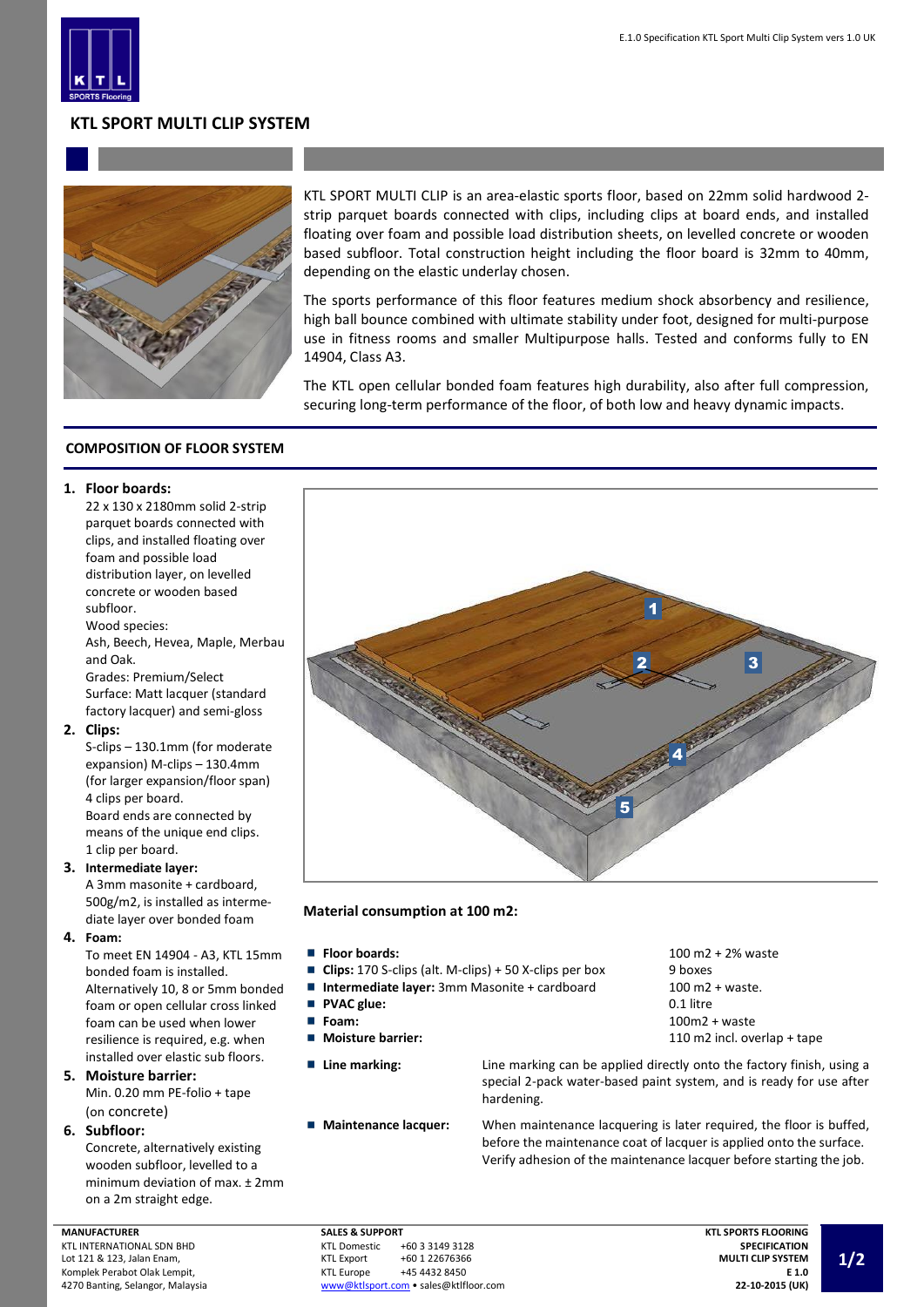# KTL SPORT MULTI CLIP SYSTEM

KTL SPORT MULTI CLIP is an area-elastic sports floor, based on 22mm solid hardwood 2-strip parquet boards connected with clips, including clips at board ends, and installed floating over foam and possible load distribution sheets, on levelled concrete or wooden based subfloor. Total construction height including the floor board is 32mm to 40mm, depending on the elastic underlay chosen.

The sports performance of this floor features medium shock absorbency and resilience, high ball bounce combined with ultimate stability under foot, designed for multi-purpose use in fitness rooms and smaller Multipurpose halls. Tested and conforms fully to EN 14904, Class A3.

The KTL open cellular bonded foam features high durability, also after full compression, securing long-term performance of the floor, of both low and heavy dynamic impacts.

## COMPOSITION OF FLOOR SYSTEM

1. **Floor boards:**
   22 x 130 x 2180mm solid 2-strip parquet boards connected with clips, and installed floating over foam and possible load distribution layer, on levelled concrete or wooden based subfloor.
   Wood species:
   Ash, Beech, Hevea, Maple, Merbau and Oak.
   Grades: Premium/Select
   Surface: Matt lacquer (standard factory lacquer) and semi-gloss
2. **Clips:**
   S-clips – 130.1mm (for moderate expansion) M-clips – 130.4mm (for larger expansion/floor span)
   4 clips per board.
   Board ends are connected by means of the unique end clips.
   1 clip per board.
3. **Intermediate layer:**
   A 3mm masonite + cardboard, 500g/m2, is installed as intermediate layer over bonded foam
4. **Foam:**
   To meet EN 14904 - A3, KTL 15mm bonded foam is installed.
   Alternatively 10, 8 or 5mm bonded foam or open cellular cross linked foam can be used when lower resilience is required, e.g. when installed over elastic sub floors.
5. **Moisture barrier:**
   Min. 0.20 mm PE-folio + tape (on concrete)
6. **Subfloor:**
   Concrete, alternatively existing wooden subfloor, levelled to a minimum deviation of max. ± 2mm on a 2m straight edge.

### Material consumption at 100 m2:

- **Floor boards:** — 100 m2 + 2% waste
- **Clips:** 170 S-clips (alt. M-clips) + 50 X-clips per box — 9 boxes
- **Intermediate layer:** 3mm Masonite + cardboard — 100 m2 + waste.
- **PVAC glue:** — 0.1 litre
- **Foam:** — 100m2 + waste
- **Moisture barrier:** — 110 m2 incl. overlap + tape
- **Line marking:** Line marking can be applied directly onto the factory finish, using a special 2-pack water-based paint system, and is ready for use after hardening.
- **Maintenance lacquer:** When maintenance lacquering is later required, the floor is buffed, before the maintenance coat of lacquer is applied onto the surface. Verify adhesion of the maintenance lacquer before starting the job.

**MANUFACTURER**
KTL INTERNATIONAL SDN BHD
Lot 121 & 123, Jalan Enam,
Komplek Perabot Olak Lempit,
4270 Banting, Selangor, Malaysia

**SALES & SUPPORT**
KTL Domestic +60 3 3149 3128
KTL Export +60 1 22676366
KTL Europe +45 4432 8450
www@ktlsport.com • sales@ktlfloor.com

**KTL SPORTS FLOORING**
**SPECIFICATION**
**MULTI CLIP SYSTEM**
**E 1.0**
**22-10-2015 (UK)**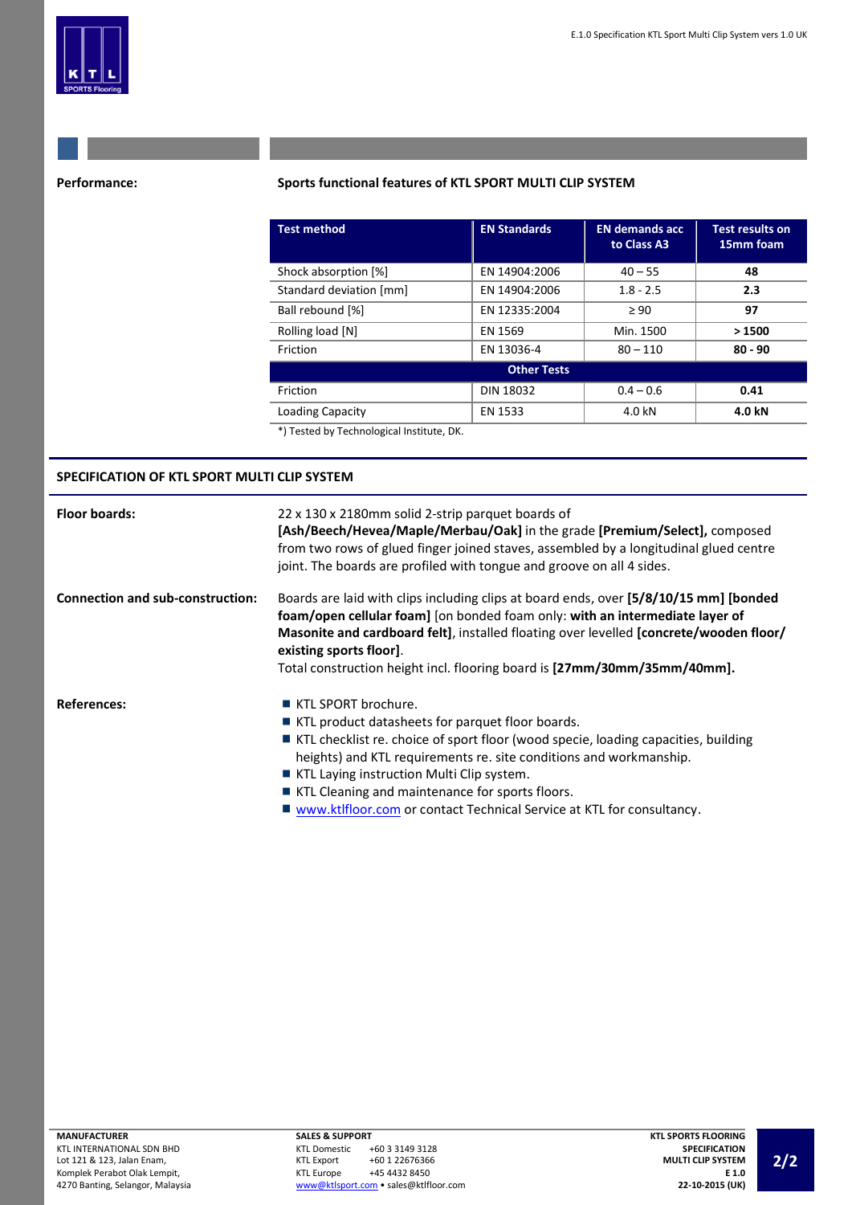**Performance:**

**Sports functional features of KTL SPORT MULTI CLIP SYSTEM**

| Test method | EN Standards | EN demands acc to Class A3 | Test results on 15mm foam |
|---|---|---|---|
| Shock absorption [%] | EN 14904:2006 | 40 – 55 | **48** |
| Standard deviation [mm] | EN 14904:2006 | 1.8 - 2.5 | **2.3** |
| Ball rebound [%] | EN 12335:2004 | ≥ 90 | **97** |
| Rolling load [N] | EN 1569 | Min. 1500 | **> 1500** |
| Friction | EN 13036-4 | 80 – 110 | **80 - 90** |
| **Other Tests** | | | |
| Friction | DIN 18032 | 0.4 – 0.6 | **0.41** |
| Loading Capacity | EN 1533 | 4.0 kN | **4.0 kN** |

*) Tested by Technological Institute, DK.

## SPECIFICATION OF KTL SPORT MULTI CLIP SYSTEM

**Floor boards:**

22 x 130 x 2180mm solid 2-strip parquet boards of **[Ash/Beech/Hevea/Maple/Merbau/Oak]** in the grade **[Premium/Select],** composed from two rows of glued finger joined staves, assembled by a longitudinal glued centre joint. The boards are profiled with tongue and groove on all 4 sides.

**Connection and sub-construction:**

Boards are laid with clips including clips at board ends, over **[5/8/10/15 mm] [bonded foam/open cellular foam]** [on bonded foam only: **with an intermediate layer of Masonite and cardboard felt]**, installed floating over levelled **[concrete/wooden floor/ existing sports floor]**.
Total construction height incl. flooring board is **[27mm/30mm/35mm/40mm].**

**References:**

- KTL SPORT brochure.
- KTL product datasheets for parquet floor boards.
- KTL checklist re. choice of sport floor (wood specie, loading capacities, building heights) and KTL requirements re. site conditions and workmanship.
- KTL Laying instruction Multi Clip system.
- KTL Cleaning and maintenance for sports floors.
- www.ktlfloor.com or contact Technical Service at KTL for consultancy.

**MANUFACTURER**
KTL INTERNATIONAL SDN BHD
Lot 121 & 123, Jalan Enam,
Komplek Perabot Olak Lempit,
4270 Banting, Selangor, Malaysia

**SALES & SUPPORT**
KTL Domestic +60 3 3149 3128
KTL Export +60 1 22676366
KTL Europe +45 4432 8450
www@ktlsport.com • sales@ktlfloor.com